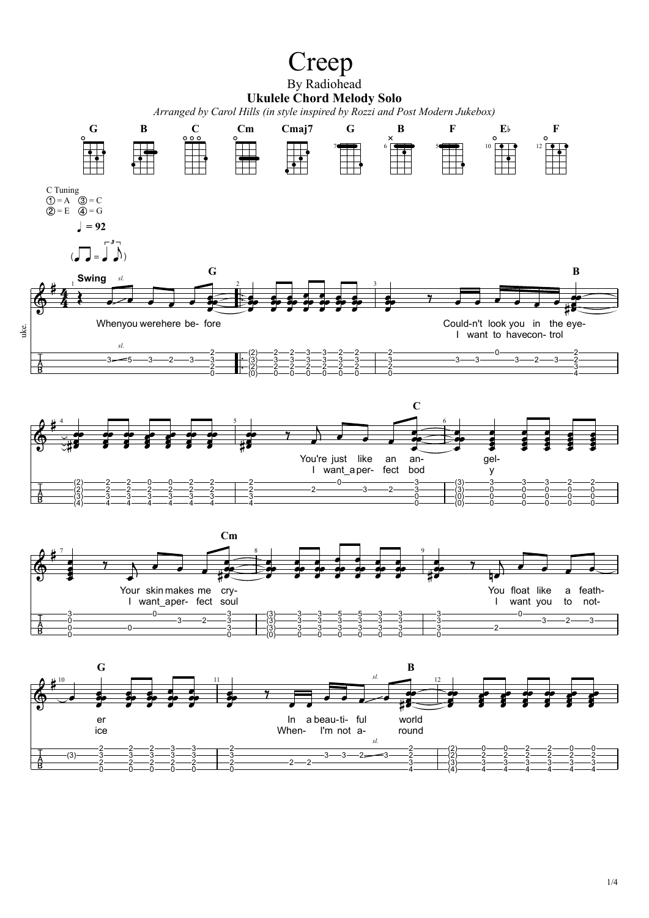# Creep

By Radiohead

**Ukulele Chord Melody Solo**

*Arranged by Carol Hills (in style inspired by Rozzi and Post Modern Jukebox)*

**G** **B** **C** **Cm** **Cmaj7** **G** **B** **F** **E♭** **F**

C Tuning
① = A ③ = C
② = E ④ = G

♩ = 92

**Swing**

G B

When you were here be- fore
Could-n't look you in the eye-
I want to have con- trol

C

You're just like an an- gel-
I want a per- fect bod y

Cm

Your skin makes me cry-
I want a per- fect soul

You float like a feath- er
I want you to not- ice

G B

In a beau- ti- ful world
When- I'm not a- round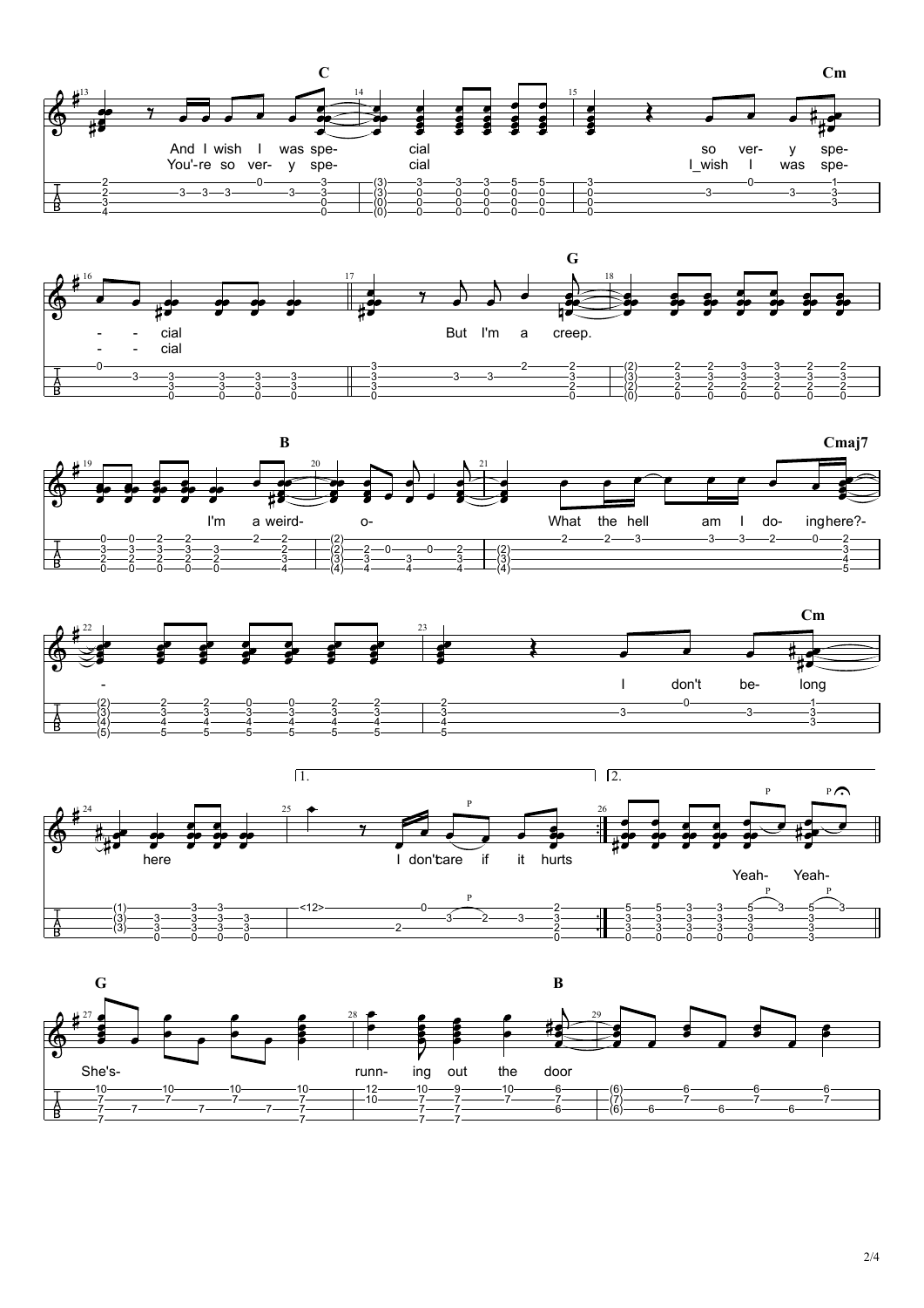C

And I wish I was spe- cial so ver- y spe-
You'-re so ver- y spe- cial I_wish I was spe-

Cm

- - cial
- - cial

G

But I'm a creep.

I'm a weird- o-

B

What the hell am I do- ing here?-

Cmaj7

-

I don't be- long

Cm

here

1. I don't care if it hurts

2. Yeah- Yeah-

G

She's- runn- ing out the door

B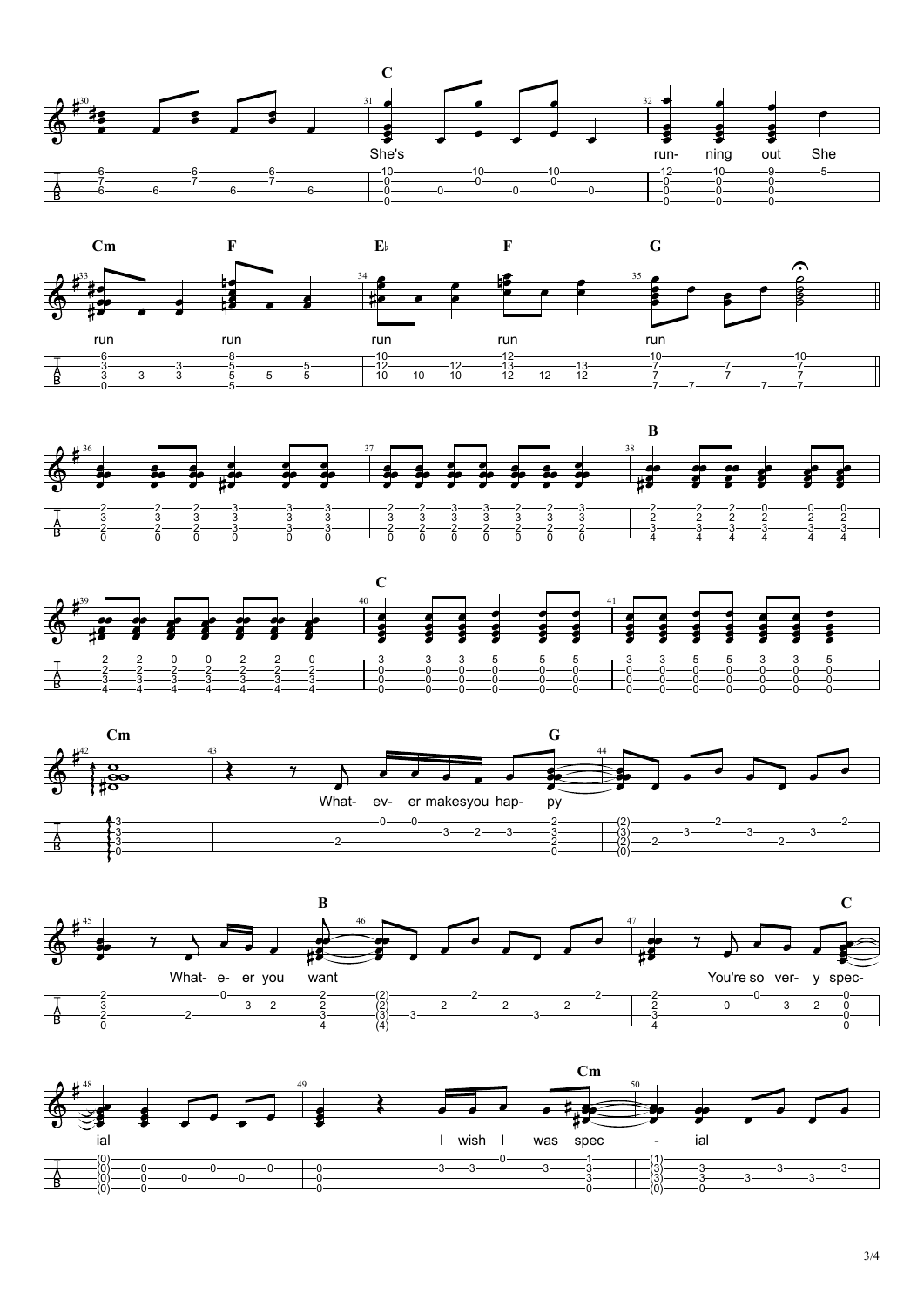C

She's run- ning out She

Cm F E♭ F G

run run run run run

B

C

Cm G

What- ev- er makes you hap- py

B C

What- e- er you want You're so ver- y spec-

Cm

ial I wish I was spec - ial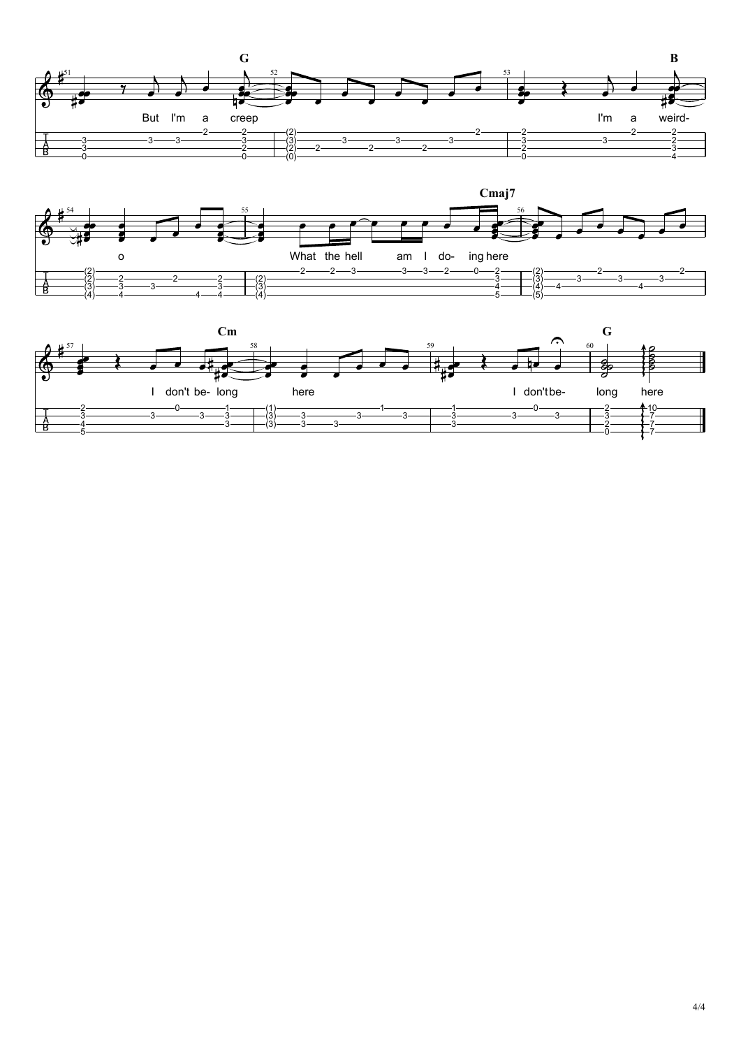G

But I'm a creep

B

I'm a weird-

o

Cmaj7

What the hell am I do- ing here

Cm

I don't be- long here

G

I don't be- long here